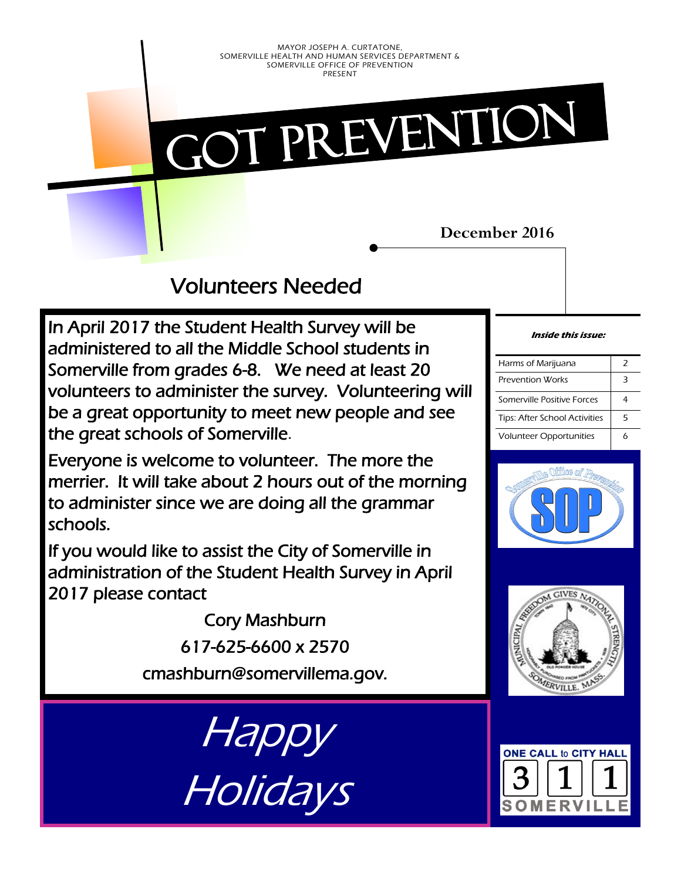MAYOR JOSEPH A. CURTATONE,
SOMERVILLE HEALTH AND HUMAN SERVICES DEPARTMENT &
SOMERVILLE OFFICE OF PREVENTION
PRESENT

# GOT PREVENTION

**December 2016**

## Volunteers Needed

In April 2017 the Student Health Survey will be administered to all the Middle School students in Somerville from grades 6-8. We need at least 20 volunteers to administer the survey. Volunteering will be a great opportunity to meet new people and see the great schools of Somerville.

Everyone is welcome to volunteer. The more the merrier. It will take about 2 hours out of the morning to administer since we are doing all the grammar schools.

If you would like to assist the City of Somerville in administration of the Student Health Survey in April 2017 please contact

Cory Mashburn
617-625-6600 x 2570
cmashburn@somervillema.gov.

*Happy Holidays*

***Inside this issue:***

| | |
|---|---|
| Harms of Marijuana | 2 |
| Prevention Works | 3 |
| Somerville Positive Forces | 4 |
| Tips: After School Activities | 5 |
| Volunteer Opportunities | 6 |

Somerville Office of Prevention
SOP

MUNICIPAL FREEDOM GIVES NATIONAL STRENGTH
SOMERVILLE, MASS.

ONE CALL to CITY HALL
3 1 1
SOMERVILLE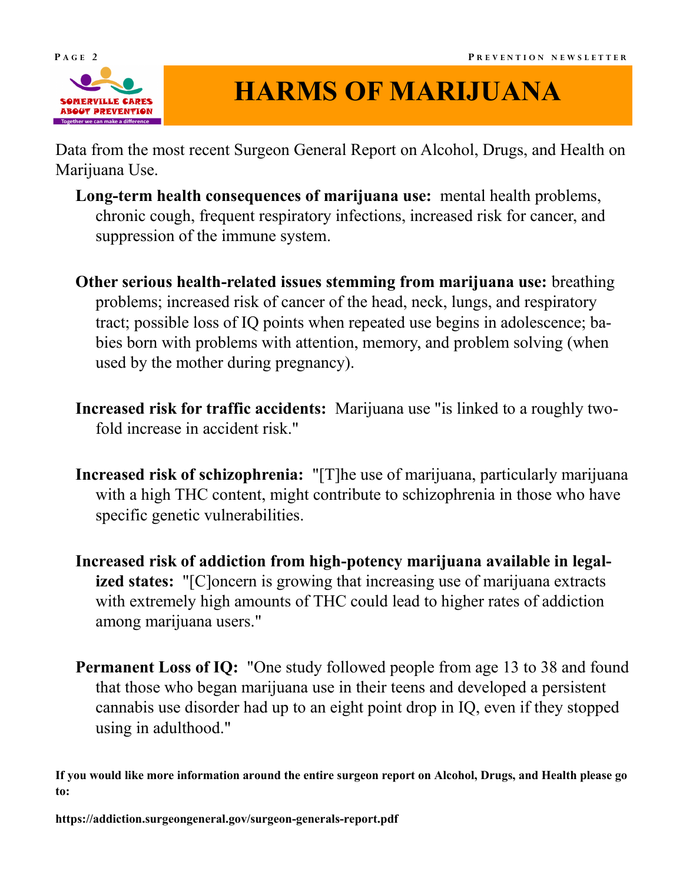# HARMS OF MARIJUANA

Data from the most recent Surgeon General Report on Alcohol, Drugs, and Health on Marijuana Use.

**Long-term health consequences of marijuana use:** mental health problems, chronic cough, frequent respiratory infections, increased risk for cancer, and suppression of the immune system.

**Other serious health-related issues stemming from marijuana use:** breathing problems; increased risk of cancer of the head, neck, lungs, and respiratory tract; possible loss of IQ points when repeated use begins in adolescence; babies born with problems with attention, memory, and problem solving (when used by the mother during pregnancy).

**Increased risk for traffic accidents:** Marijuana use "is linked to a roughly two-fold increase in accident risk."

**Increased risk of schizophrenia:** "[T]he use of marijuana, particularly marijuana with a high THC content, might contribute to schizophrenia in those who have specific genetic vulnerabilities.

**Increased risk of addiction from high-potency marijuana available in legalized states:** "[C]oncern is growing that increasing use of marijuana extracts with extremely high amounts of THC could lead to higher rates of addiction among marijuana users."

**Permanent Loss of IQ:** "One study followed people from age 13 to 38 and found that those who began marijuana use in their teens and developed a persistent cannabis use disorder had up to an eight point drop in IQ, even if they stopped using in adulthood."

**If you would like more information around the entire surgeon report on Alcohol, Drugs, and Health please go to:**

**https://addiction.surgeongeneral.gov/surgeon-generals-report.pdf**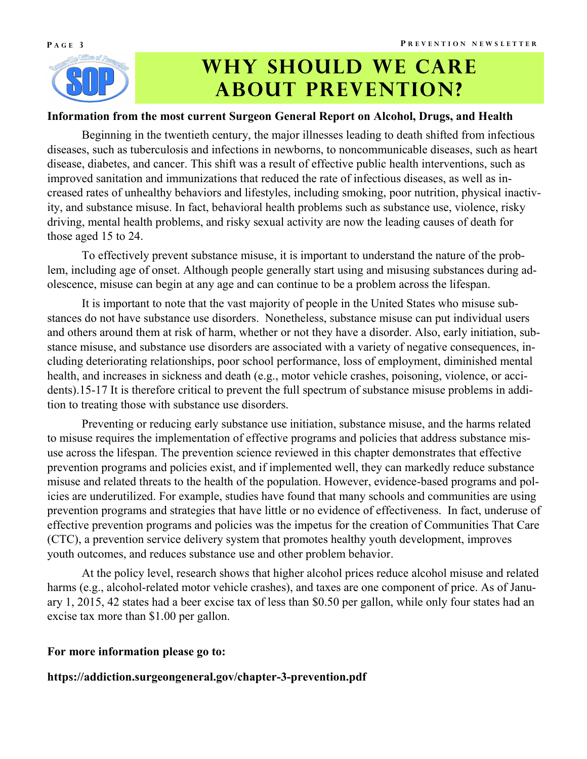# Why Should We Care About Prevention?

**Information from the most current Surgeon General Report on Alcohol, Drugs, and Health**

Beginning in the twentieth century, the major illnesses leading to death shifted from infectious diseases, such as tuberculosis and infections in newborns, to noncommunicable diseases, such as heart disease, diabetes, and cancer. This shift was a result of effective public health interventions, such as improved sanitation and immunizations that reduced the rate of infectious diseases, as well as increased rates of unhealthy behaviors and lifestyles, including smoking, poor nutrition, physical inactivity, and substance misuse. In fact, behavioral health problems such as substance use, violence, risky driving, mental health problems, and risky sexual activity are now the leading causes of death for those aged 15 to 24.

To effectively prevent substance misuse, it is important to understand the nature of the problem, including age of onset. Although people generally start using and misusing substances during adolescence, misuse can begin at any age and can continue to be a problem across the lifespan.

It is important to note that the vast majority of people in the United States who misuse substances do not have substance use disorders. Nonetheless, substance misuse can put individual users and others around them at risk of harm, whether or not they have a disorder. Also, early initiation, substance misuse, and substance use disorders are associated with a variety of negative consequences, including deteriorating relationships, poor school performance, loss of employment, diminished mental health, and increases in sickness and death (e.g., motor vehicle crashes, poisoning, violence, or accidents).15-17 It is therefore critical to prevent the full spectrum of substance misuse problems in addition to treating those with substance use disorders.

Preventing or reducing early substance use initiation, substance misuse, and the harms related to misuse requires the implementation of effective programs and policies that address substance misuse across the lifespan. The prevention science reviewed in this chapter demonstrates that effective prevention programs and policies exist, and if implemented well, they can markedly reduce substance misuse and related threats to the health of the population. However, evidence-based programs and policies are underutilized. For example, studies have found that many schools and communities are using prevention programs and strategies that have little or no evidence of effectiveness. In fact, underuse of effective prevention programs and policies was the impetus for the creation of Communities That Care (CTC), a prevention service delivery system that promotes healthy youth development, improves youth outcomes, and reduces substance use and other problem behavior.

At the policy level, research shows that higher alcohol prices reduce alcohol misuse and related harms (e.g., alcohol-related motor vehicle crashes), and taxes are one component of price. As of January 1, 2015, 42 states had a beer excise tax of less than $0.50 per gallon, while only four states had an excise tax more than $1.00 per gallon.

**For more information please go to:**

**https://addiction.surgeongeneral.gov/chapter-3-prevention.pdf**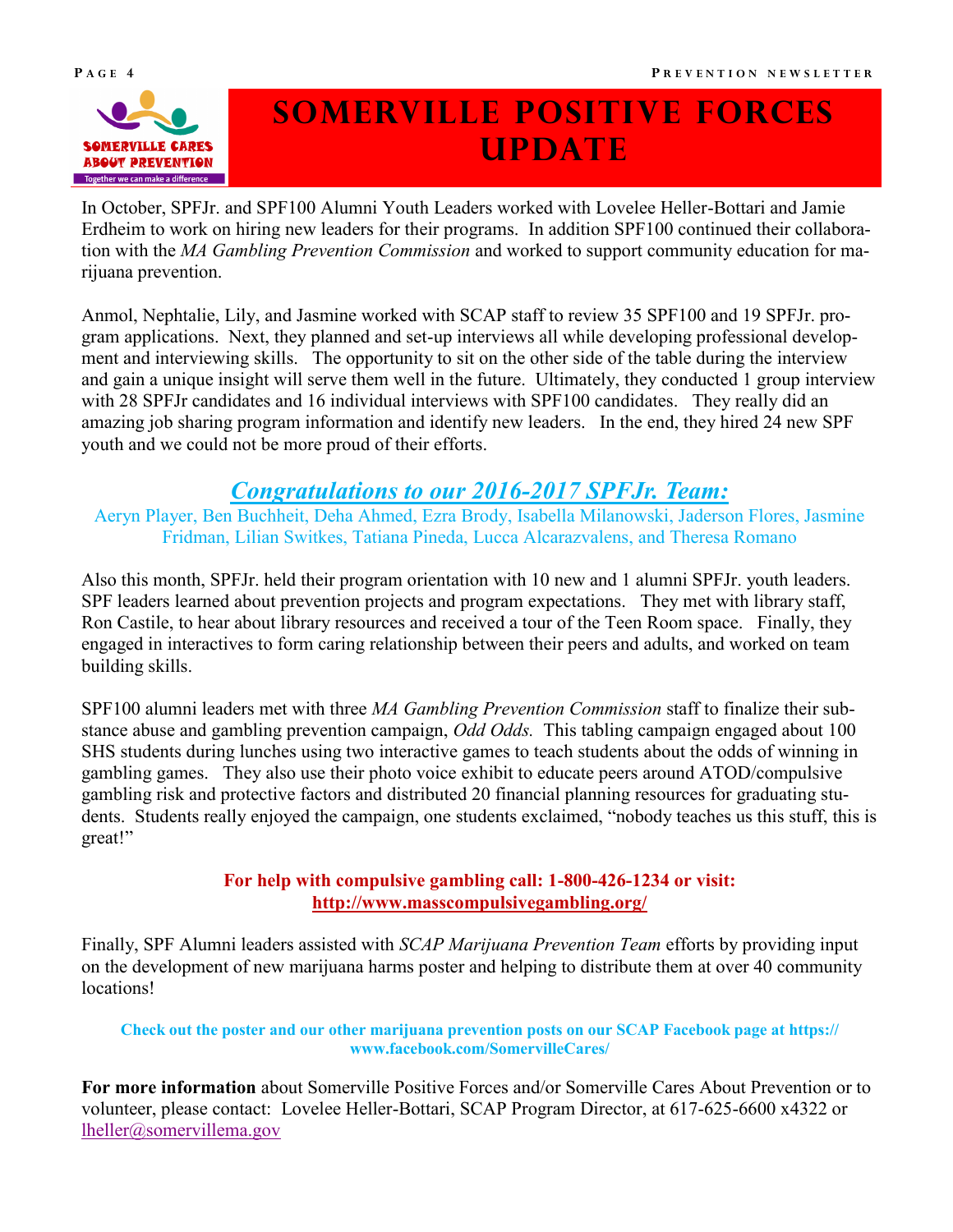# SOMERVILLE POSITIVE FORCES UPDATE

In October, SPFJr. and SPF100 Alumni Youth Leaders worked with Lovelee Heller-Bottari and Jamie Erdheim to work on hiring new leaders for their programs. In addition SPF100 continued their collaboration with the *MA Gambling Prevention Commission* and worked to support community education for marijuana prevention.

Anmol, Nephtalie, Lily, and Jasmine worked with SCAP staff to review 35 SPF100 and 19 SPFJr. program applications. Next, they planned and set-up interviews all while developing professional development and interviewing skills. The opportunity to sit on the other side of the table during the interview and gain a unique insight will serve them well in the future. Ultimately, they conducted 1 group interview with 28 SPFJr candidates and 16 individual interviews with SPF100 candidates. They really did an amazing job sharing program information and identify new leaders. In the end, they hired 24 new SPF youth and we could not be more proud of their efforts.

## *Congratulations to our 2016-2017 SPFJr. Team:*

Aeryn Player, Ben Buchheit, Deha Ahmed, Ezra Brody, Isabella Milanowski, Jaderson Flores, Jasmine Fridman, Lilian Switkes, Tatiana Pineda, Lucca Alcarazvalens, and Theresa Romano

Also this month, SPFJr. held their program orientation with 10 new and 1 alumni SPFJr. youth leaders. SPF leaders learned about prevention projects and program expectations. They met with library staff, Ron Castile, to hear about library resources and received a tour of the Teen Room space. Finally, they engaged in interactives to form caring relationship between their peers and adults, and worked on team building skills.

SPF100 alumni leaders met with three *MA Gambling Prevention Commission* staff to finalize their substance abuse and gambling prevention campaign, *Odd Odds.* This tabling campaign engaged about 100 SHS students during lunches using two interactive games to teach students about the odds of winning in gambling games. They also use their photo voice exhibit to educate peers around ATOD/compulsive gambling risk and protective factors and distributed 20 financial planning resources for graduating students. Students really enjoyed the campaign, one students exclaimed, "nobody teaches us this stuff, this is great!"

**For help with compulsive gambling call: 1-800-426-1234 or visit: http://www.masscompulsivegambling.org/**

Finally, SPF Alumni leaders assisted with *SCAP Marijuana Prevention Team* efforts by providing input on the development of new marijuana harms poster and helping to distribute them at over 40 community locations!

**Check out the poster and our other marijuana prevention posts on our SCAP Facebook page at https://www.facebook.com/SomervilleCares/**

**For more information** about Somerville Positive Forces and/or Somerville Cares About Prevention or to volunteer, please contact: Lovelee Heller-Bottari, SCAP Program Director, at 617-625-6600 x4322 or lheller@somervillema.gov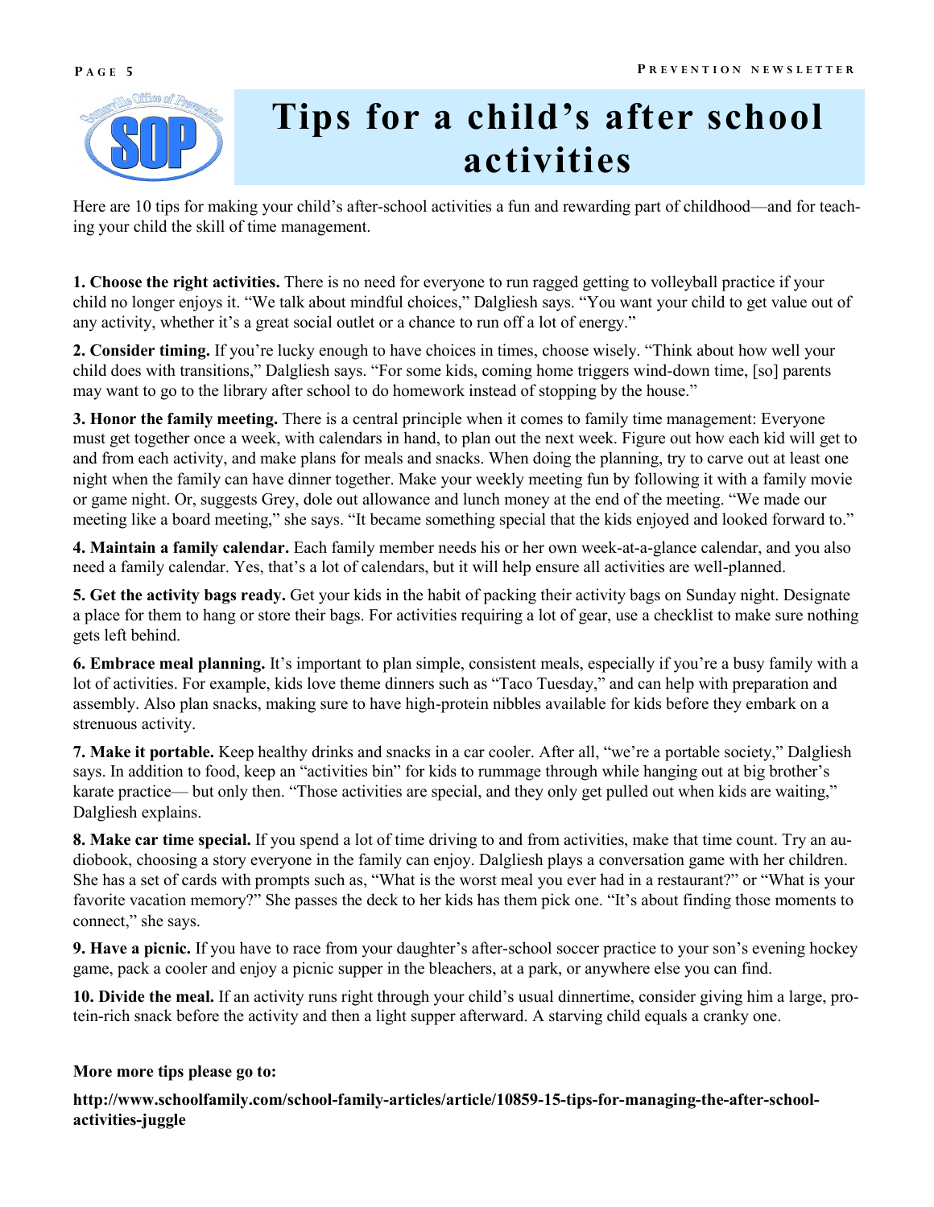# Tips for a child's after school activities

Here are 10 tips for making your child's after-school activities a fun and rewarding part of childhood—and for teaching your child the skill of time management.

**1. Choose the right activities.** There is no need for everyone to run ragged getting to volleyball practice if your child no longer enjoys it. "We talk about mindful choices," Dalgliesh says. "You want your child to get value out of any activity, whether it's a great social outlet or a chance to run off a lot of energy."

**2. Consider timing.** If you're lucky enough to have choices in times, choose wisely. "Think about how well your child does with transitions," Dalgliesh says. "For some kids, coming home triggers wind-down time, [so] parents may want to go to the library after school to do homework instead of stopping by the house."

**3. Honor the family meeting.** There is a central principle when it comes to family time management: Everyone must get together once a week, with calendars in hand, to plan out the next week. Figure out how each kid will get to and from each activity, and make plans for meals and snacks. When doing the planning, try to carve out at least one night when the family can have dinner together. Make your weekly meeting fun by following it with a family movie or game night. Or, suggests Grey, dole out allowance and lunch money at the end of the meeting. "We made our meeting like a board meeting," she says. "It became something special that the kids enjoyed and looked forward to."

**4. Maintain a family calendar.** Each family member needs his or her own week-at-a-glance calendar, and you also need a family calendar. Yes, that's a lot of calendars, but it will help ensure all activities are well-planned.

**5. Get the activity bags ready.** Get your kids in the habit of packing their activity bags on Sunday night. Designate a place for them to hang or store their bags. For activities requiring a lot of gear, use a checklist to make sure nothing gets left behind.

**6. Embrace meal planning.** It's important to plan simple, consistent meals, especially if you're a busy family with a lot of activities. For example, kids love theme dinners such as "Taco Tuesday," and can help with preparation and assembly. Also plan snacks, making sure to have high-protein nibbles available for kids before they embark on a strenuous activity.

**7. Make it portable.** Keep healthy drinks and snacks in a car cooler. After all, "we're a portable society," Dalgliesh says. In addition to food, keep an "activities bin" for kids to rummage through while hanging out at big brother's karate practice— but only then. "Those activities are special, and they only get pulled out when kids are waiting," Dalgliesh explains.

**8. Make car time special.** If you spend a lot of time driving to and from activities, make that time count. Try an audiobook, choosing a story everyone in the family can enjoy. Dalgliesh plays a conversation game with her children. She has a set of cards with prompts such as, "What is the worst meal you ever had in a restaurant?" or "What is your favorite vacation memory?" She passes the deck to her kids has them pick one. "It's about finding those moments to connect," she says.

**9. Have a picnic.** If you have to race from your daughter's after-school soccer practice to your son's evening hockey game, pack a cooler and enjoy a picnic supper in the bleachers, at a park, or anywhere else you can find.

**10. Divide the meal.** If an activity runs right through your child's usual dinnertime, consider giving him a large, protein-rich snack before the activity and then a light supper afterward. A starving child equals a cranky one.

**More more tips please go to:**

**http://www.schoolfamily.com/school-family-articles/article/10859-15-tips-for-managing-the-after-school-activities-juggle**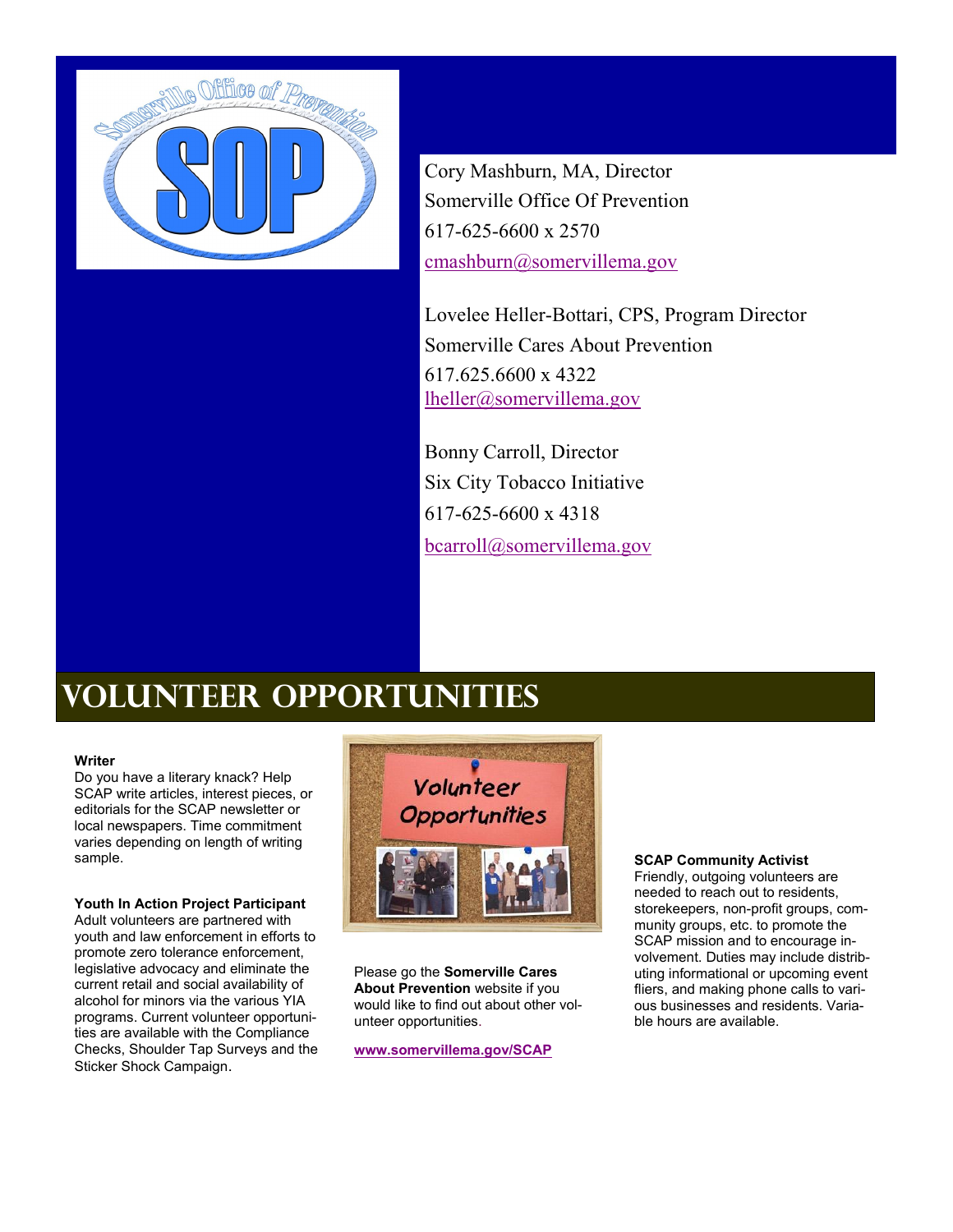Cory Mashburn, MA, Director
Somerville Office Of Prevention
617-625-6600 x 2570
cmashburn@somervillema.gov

Lovelee Heller-Bottari, CPS, Program Director
Somerville Cares About Prevention
617.625.6600 x 4322
lheller@somervillema.gov

Bonny Carroll, Director
Six City Tobacco Initiative
617-625-6600 x 4318
bcarroll@somervillema.gov

# Volunteer Opportunities

**Writer**
Do you have a literary knack? Help SCAP write articles, interest pieces, or editorials for the SCAP newsletter or local newspapers. Time commitment varies depending on length of writing sample.

**Youth In Action Project Participant**
Adult volunteers are partnered with youth and law enforcement in efforts to promote zero tolerance enforcement, legislative advocacy and eliminate the current retail and social availability of alcohol for minors via the various YIA programs. Current volunteer opportunities are available with the Compliance Checks, Shoulder Tap Surveys and the Sticker Shock Campaign.

Please go the **Somerville Cares About Prevention** website if you would like to find out about other volunteer opportunities.

**www.somervillema.gov/SCAP**

**SCAP Community Activist**
Friendly, outgoing volunteers are needed to reach out to residents, storekeepers, non-profit groups, community groups, etc. to promote the SCAP mission and to encourage involvement. Duties may include distributing informational or upcoming event fliers, and making phone calls to various businesses and residents. Variable hours are available.